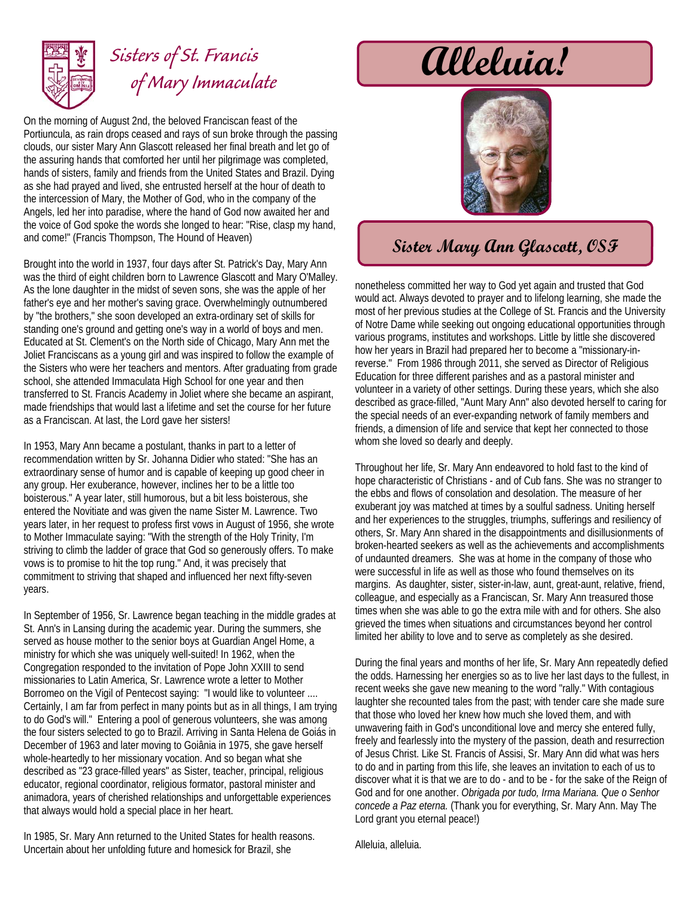# Sisters of St. Francis of Mary Immaculate

# Alleluia!

## Sister Mary Ann Glascott, OSF

On the morning of August 2nd, the beloved Franciscan feast of the Portiuncula, as rain drops ceased and rays of sun broke through the passing clouds, our sister Mary Ann Glascott released her final breath and let go of the assuring hands that comforted her until her pilgrimage was completed, hands of sisters, family and friends from the United States and Brazil. Dying as she had prayed and lived, she entrusted herself at the hour of death to the intercession of Mary, the Mother of God, who in the company of the Angels, led her into paradise, where the hand of God now awaited her and the voice of God spoke the words she longed to hear: "Rise, clasp my hand, and come!" (Francis Thompson, The Hound of Heaven)

Brought into the world in 1937, four days after St. Patrick's Day, Mary Ann was the third of eight children born to Lawrence Glascott and Mary O'Malley. As the lone daughter in the midst of seven sons, she was the apple of her father's eye and her mother's saving grace. Overwhelmingly outnumbered by "the brothers," she soon developed an extra-ordinary set of skills for standing one's ground and getting one's way in a world of boys and men. Educated at St. Clement's on the North side of Chicago, Mary Ann met the Joliet Franciscans as a young girl and was inspired to follow the example of the Sisters who were her teachers and mentors. After graduating from grade school, she attended Immaculata High School for one year and then transferred to St. Francis Academy in Joliet where she became an aspirant, made friendships that would last a lifetime and set the course for her future as a Franciscan. At last, the Lord gave her sisters!

In 1953, Mary Ann became a postulant, thanks in part to a letter of recommendation written by Sr. Johanna Didier who stated: "She has an extraordinary sense of humor and is capable of keeping up good cheer in any group. Her exuberance, however, inclines her to be a little too boisterous." A year later, still humorous, but a bit less boisterous, she entered the Novitiate and was given the name Sister M. Lawrence. Two years later, in her request to profess first vows in August of 1956, she wrote to Mother Immaculate saying: "With the strength of the Holy Trinity, I'm striving to climb the ladder of grace that God so generously offers. To make vows is to promise to hit the top rung." And, it was precisely that commitment to striving that shaped and influenced her next fifty-seven years.

In September of 1956, Sr. Lawrence began teaching in the middle grades at St. Ann's in Lansing during the academic year. During the summers, she served as house mother to the senior boys at Guardian Angel Home, a ministry for which she was uniquely well-suited! In 1962, when the Congregation responded to the invitation of Pope John XXIII to send missionaries to Latin America, Sr. Lawrence wrote a letter to Mother Borromeo on the Vigil of Pentecost saying: "I would like to volunteer .... Certainly, I am far from perfect in many points but as in all things, I am trying to do God's will." Entering a pool of generous volunteers, she was among the four sisters selected to go to Brazil. Arriving in Santa Helena de Goiás in December of 1963 and later moving to Goiânia in 1975, she gave herself whole-heartedly to her missionary vocation. And so began what she described as "23 grace-filled years" as Sister, teacher, principal, religious educator, regional coordinator, religious formator, pastoral minister and animadora, years of cherished relationships and unforgettable experiences that always would hold a special place in her heart.

In 1985, Sr. Mary Ann returned to the United States for health reasons. Uncertain about her unfolding future and homesick for Brazil, she nonetheless committed her way to God yet again and trusted that God would act. Always devoted to prayer and to lifelong learning, she made the most of her previous studies at the College of St. Francis and the University of Notre Dame while seeking out ongoing educational opportunities through various programs, institutes and workshops. Little by little she discovered how her years in Brazil had prepared her to become a "missionary-in-reverse." From 1986 through 2011, she served as Director of Religious Education for three different parishes and as a pastoral minister and volunteer in a variety of other settings. During these years, which she also described as grace-filled, "Aunt Mary Ann" also devoted herself to caring for the special needs of an ever-expanding network of family members and friends, a dimension of life and service that kept her connected to those whom she loved so dearly and deeply.

Throughout her life, Sr. Mary Ann endeavored to hold fast to the kind of hope characteristic of Christians - and of Cub fans. She was no stranger to the ebbs and flows of consolation and desolation. The measure of her exuberant joy was matched at times by a soulful sadness. Uniting herself and her experiences to the struggles, triumphs, sufferings and resiliency of others, Sr. Mary Ann shared in the disappointments and disillusionments of broken-hearted seekers as well as the achievements and accomplishments of undaunted dreamers. She was at home in the company of those who were successful in life as well as those who found themselves on its margins. As daughter, sister, sister-in-law, aunt, great-aunt, relative, friend, colleague, and especially as a Franciscan, Sr. Mary Ann treasured those times when she was able to go the extra mile with and for others. She also grieved the times when situations and circumstances beyond her control limited her ability to love and to serve as completely as she desired.

During the final years and months of her life, Sr. Mary Ann repeatedly defied the odds. Harnessing her energies so as to live her last days to the fullest, in recent weeks she gave new meaning to the word "rally." With contagious laughter she recounted tales from the past; with tender care she made sure that those who loved her knew how much she loved them, and with unwavering faith in God's unconditional love and mercy she entered fully, freely and fearlessly into the mystery of the passion, death and resurrection of Jesus Christ. Like St. Francis of Assisi, Sr. Mary Ann did what was hers to do and in parting from this life, she leaves an invitation to each of us to discover what it is that we are to do - and to be - for the sake of the Reign of God and for one another. *Obrigada por tudo, Irma Mariana. Que o Senhor concede a Paz eterna.* (Thank you for everything, Sr. Mary Ann. May The Lord grant you eternal peace!)

Alleluia, alleluia.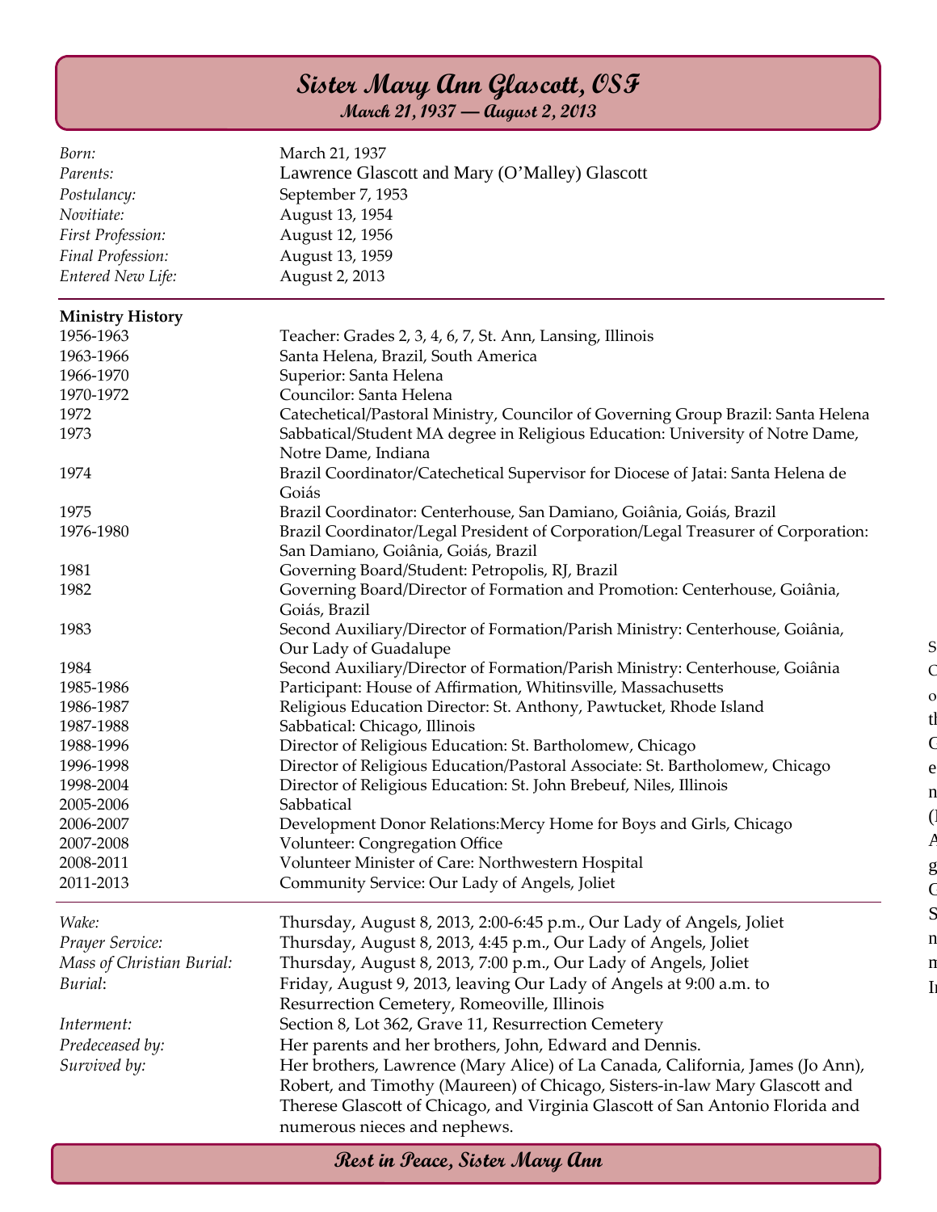# Sister Mary Ann Glascott, OSF

**March 21, 1937 — August 2, 2013**

| | |
|---|---|
| *Born:* | March 21, 1937 |
| *Parents:* | Lawrence Glascott and Mary (O'Malley) Glascott |
| *Postulancy:* | September 7, 1953 |
| *Novitiate:* | August 13, 1954 |
| *First Profession:* | August 12, 1956 |
| *Final Profession:* | August 13, 1959 |
| *Entered New Life:* | August 2, 2013 |

**Ministry History**

| | |
|---|---|
| 1956-1963 | Teacher: Grades 2, 3, 4, 6, 7, St. Ann, Lansing, Illinois |
| 1963-1966 | Santa Helena, Brazil, South America |
| 1966-1970 | Superior: Santa Helena |
| 1970-1972 | Councilor: Santa Helena |
| 1972 | Catechetical/Pastoral Ministry, Councilor of Governing Group Brazil: Santa Helena |
| 1973 | Sabbatical/Student MA degree in Religious Education: University of Notre Dame, Notre Dame, Indiana |
| 1974 | Brazil Coordinator/Catechetical Supervisor for Diocese of Jatai: Santa Helena de Goiás |
| 1975 | Brazil Coordinator: Centerhouse, San Damiano, Goiânia, Goiás, Brazil |
| 1976-1980 | Brazil Coordinator/Legal President of Corporation/Legal Treasurer of Corporation: San Damiano, Goiânia, Goiás, Brazil |
| 1981 | Governing Board/Student: Petropolis, RJ, Brazil |
| 1982 | Governing Board/Director of Formation and Promotion: Centerhouse, Goiânia, Goiás, Brazil |
| 1983 | Second Auxiliary/Director of Formation/Parish Ministry: Centerhouse, Goiânia, Our Lady of Guadalupe |
| 1984 | Second Auxiliary/Director of Formation/Parish Ministry: Centerhouse, Goiânia |
| 1985-1986 | Participant: House of Affirmation, Whitinsville, Massachusetts |
| 1986-1987 | Religious Education Director: St. Anthony, Pawtucket, Rhode Island |
| 1987-1988 | Sabbatical: Chicago, Illinois |
| 1988-1996 | Director of Religious Education: St. Bartholomew, Chicago |
| 1996-1998 | Director of Religious Education/Pastoral Associate: St. Bartholomew, Chicago |
| 1998-2004 | Director of Religious Education: St. John Brebeuf, Niles, Illinois |
| 2005-2006 | Sabbatical |
| 2006-2007 | Development Donor Relations:Mercy Home for Boys and Girls, Chicago |
| 2007-2008 | Volunteer: Congregation Office |
| 2008-2011 | Volunteer Minister of Care: Northwestern Hospital |
| 2011-2013 | Community Service: Our Lady of Angels, Joliet |

| | |
|---|---|
| *Wake:* | Thursday, August 8, 2013, 2:00-6:45 p.m., Our Lady of Angels, Joliet |
| *Prayer Service:* | Thursday, August 8, 2013, 4:45 p.m., Our Lady of Angels, Joliet |
| *Mass of Christian Burial:* | Thursday, August 8, 2013, 7:00 p.m., Our Lady of Angels, Joliet |
| *Burial*: | Friday, August 9, 2013, leaving Our Lady of Angels at 9:00 a.m. to Resurrection Cemetery, Romeoville, Illinois |
| *Interment:* | Section 8, Lot 362, Grave 11, Resurrection Cemetery |
| *Predeceased by:* | Her parents and her brothers, John, Edward and Dennis. |
| *Survived by:* | Her brothers, Lawrence (Mary Alice) of La Canada, California, James (Jo Ann), Robert, and Timothy (Maureen) of Chicago, Sisters-in-law Mary Glascott and Therese Glascott of Chicago, and Virginia Glascott of San Antonio Florida and numerous nieces and nephews. |

**Rest in Peace, Sister Mary Ann**